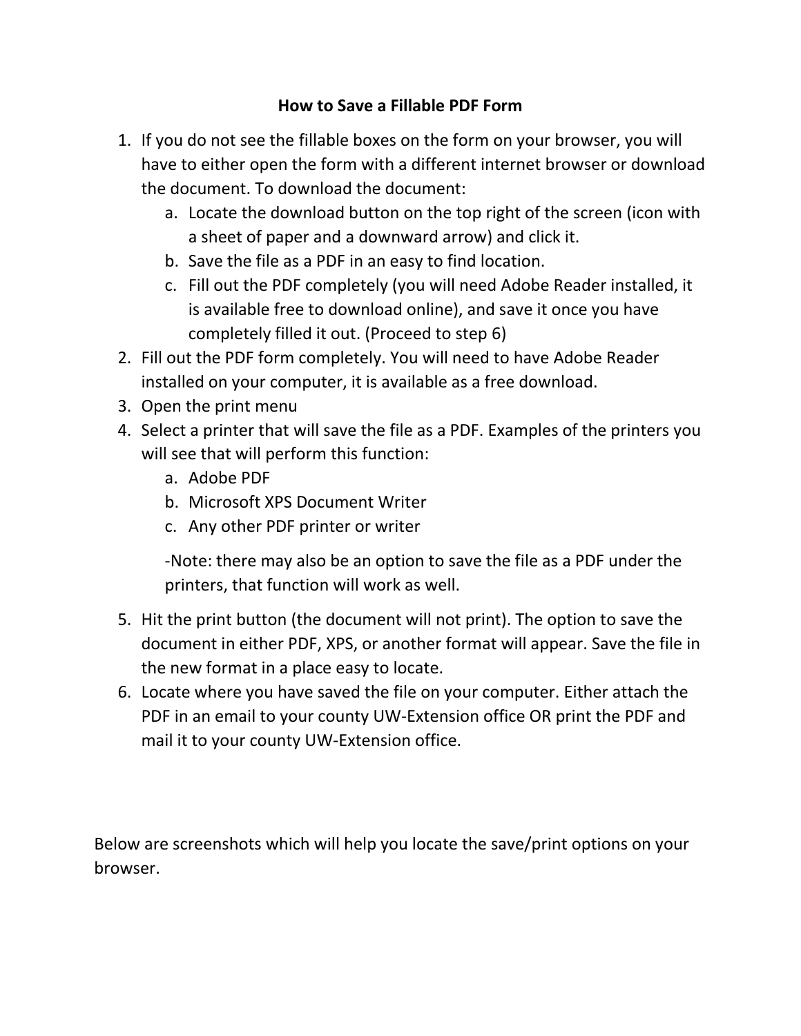# How to Save a Fillable PDF Form

1. If you do not see the fillable boxes on the form on your browser, you will have to either open the form with a different internet browser or download the document. To download the document:
    a. Locate the download button on the top right of the screen (icon with a sheet of paper and a downward arrow) and click it.
    b. Save the file as a PDF in an easy to find location.
    c. Fill out the PDF completely (you will need Adobe Reader installed, it is available free to download online), and save it once you have completely filled it out. (Proceed to step 6)
2. Fill out the PDF form completely. You will need to have Adobe Reader installed on your computer, it is available as a free download.
3. Open the print menu
4. Select a printer that will save the file as a PDF. Examples of the printers you will see that will perform this function:
    a. Adobe PDF
    b. Microsoft XPS Document Writer
    c. Any other PDF printer or writer

    -Note: there may also be an option to save the file as a PDF under the printers, that function will work as well.
5. Hit the print button (the document will not print). The option to save the document in either PDF, XPS, or another format will appear. Save the file in the new format in a place easy to locate.
6. Locate where you have saved the file on your computer. Either attach the PDF in an email to your county UW-Extension office OR print the PDF and mail it to your county UW-Extension office.

Below are screenshots which will help you locate the save/print options on your browser.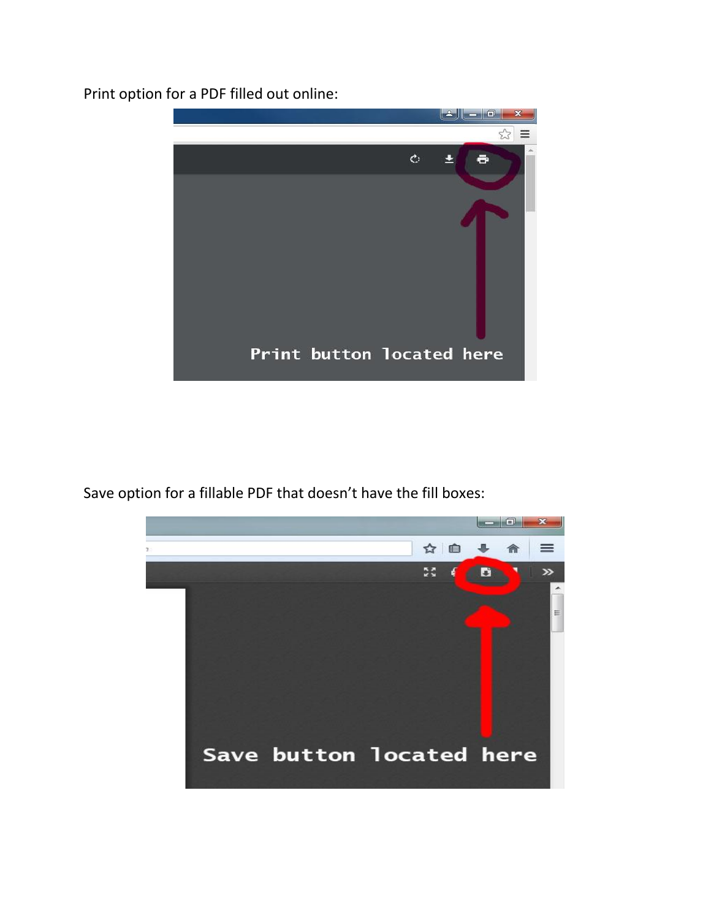Print option for a PDF filled out online:

Print button located here

Save option for a fillable PDF that doesn't have the fill boxes:

Save button located here